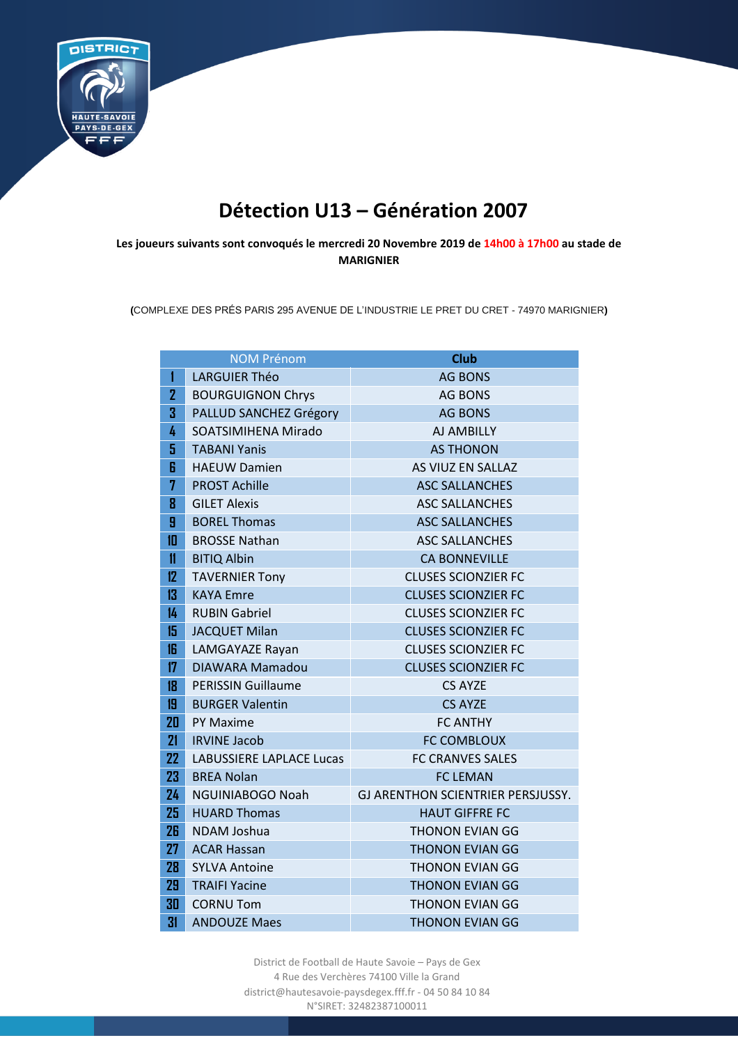# Détection U13 – Génération 2007

**Les joueurs suivants sont convoqués le mercredi 20 Novembre 2019 de 14h00 à 17h00 au stade de MARIGNIER**

**(**COMPLEXE DES PRÉS PARIS 295 AVENUE DE L'INDUSTRIE LE PRET DU CRET - 74970 MARIGNIER**)**

| | NOM Prénom | Club |
|---|---|---|
| 1 | LARGUIER Théo | AG BONS |
| 2 | BOURGUIGNON Chrys | AG BONS |
| 3 | PALLUD SANCHEZ Grégory | AG BONS |
| 4 | SOATSIMIHENA Mirado | AJ AMBILLY |
| 5 | TABANI Yanis | AS THONON |
| 6 | HAEUW Damien | AS VIUZ EN SALLAZ |
| 7 | PROST Achille | ASC SALLANCHES |
| 8 | GILET Alexis | ASC SALLANCHES |
| 9 | BOREL Thomas | ASC SALLANCHES |
| 10 | BROSSE Nathan | ASC SALLANCHES |
| 11 | BITIQ Albin | CA BONNEVILLE |
| 12 | TAVERNIER Tony | CLUSES SCIONZIER FC |
| 13 | KAYA Emre | CLUSES SCIONZIER FC |
| 14 | RUBIN Gabriel | CLUSES SCIONZIER FC |
| 15 | JACQUET Milan | CLUSES SCIONZIER FC |
| 16 | LAMGAYAZE Rayan | CLUSES SCIONZIER FC |
| 17 | DIAWARA Mamadou | CLUSES SCIONZIER FC |
| 18 | PERISSIN Guillaume | CS AYZE |
| 19 | BURGER Valentin | CS AYZE |
| 20 | PY Maxime | FC ANTHY |
| 21 | IRVINE Jacob | FC COMBLOUX |
| 22 | LABUSSIERE LAPLACE Lucas | FC CRANVES SALES |
| 23 | BREA Nolan | FC LEMAN |
| 24 | NGUINIABOGO Noah | GJ ARENTHON SCIENTRIER PERSJUSSY. |
| 25 | HUARD Thomas | HAUT GIFFRE FC |
| 26 | NDAM Joshua | THONON EVIAN GG |
| 27 | ACAR Hassan | THONON EVIAN GG |
| 28 | SYLVA Antoine | THONON EVIAN GG |
| 29 | TRAIFI Yacine | THONON EVIAN GG |
| 30 | CORNU Tom | THONON EVIAN GG |
| 31 | ANDOUZE Maes | THONON EVIAN GG |

District de Football de Haute Savoie – Pays de Gex
4 Rue des Verchères 74100 Ville la Grand
district@hautesavoie-paysdegex.fff.fr - 04 50 84 10 84
N°SIRET: 32482387100011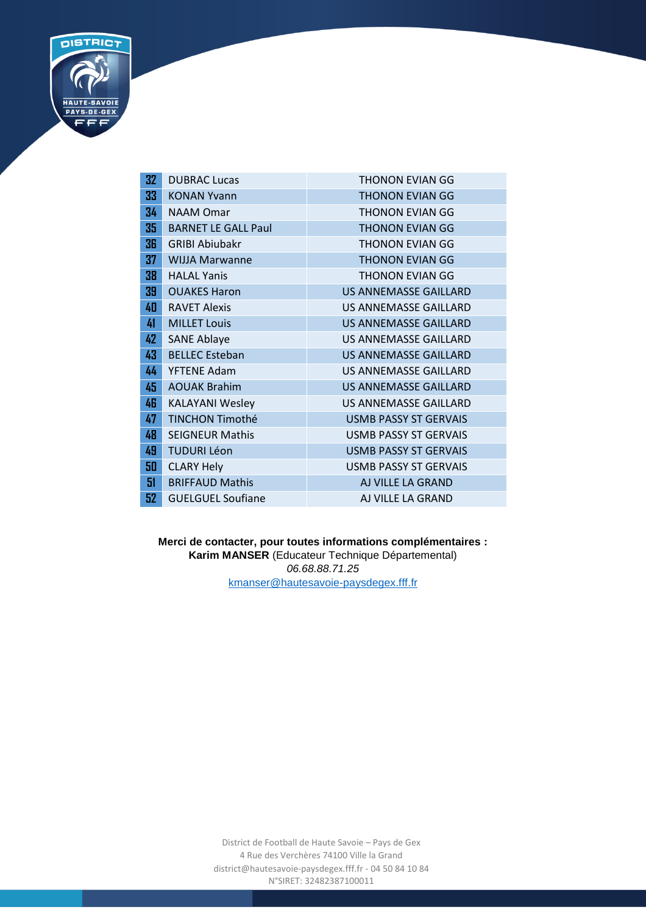| | | |
|---|---|---|
| 32 | DUBRAC Lucas | THONON EVIAN GG |
| 33 | KONAN Yvann | THONON EVIAN GG |
| 34 | NAAM Omar | THONON EVIAN GG |
| 35 | BARNET LE GALL Paul | THONON EVIAN GG |
| 36 | GRIBI Abiubakr | THONON EVIAN GG |
| 37 | WIJJA Marwanne | THONON EVIAN GG |
| 38 | HALAL Yanis | THONON EVIAN GG |
| 39 | OUAKES Haron | US ANNEMASSE GAILLARD |
| 40 | RAVET Alexis | US ANNEMASSE GAILLARD |
| 41 | MILLET Louis | US ANNEMASSE GAILLARD |
| 42 | SANE Ablaye | US ANNEMASSE GAILLARD |
| 43 | BELLEC Esteban | US ANNEMASSE GAILLARD |
| 44 | YFTENE Adam | US ANNEMASSE GAILLARD |
| 45 | AOUAK Brahim | US ANNEMASSE GAILLARD |
| 46 | KALAYANI Wesley | US ANNEMASSE GAILLARD |
| 47 | TINCHON Timothé | USMB PASSY ST GERVAIS |
| 48 | SEIGNEUR Mathis | USMB PASSY ST GERVAIS |
| 49 | TUDURI Léon | USMB PASSY ST GERVAIS |
| 50 | CLARY Hely | USMB PASSY ST GERVAIS |
| 51 | BRIFFAUD Mathis | AJ VILLE LA GRAND |
| 52 | GUELGUEL Soufiane | AJ VILLE LA GRAND |

**Merci de contacter, pour toutes informations complémentaires :**
**Karim MANSER** (Educateur Technique Départemental)
*06.68.88.71.25*
kmanser@hautesavoie-paysdegex.fff.fr

District de Football de Haute Savoie – Pays de Gex
4 Rue des Verchères 74100 Ville la Grand
district@hautesavoie-paysdegex.fff.fr - 04 50 84 10 84
N°SIRET: 32482387100011